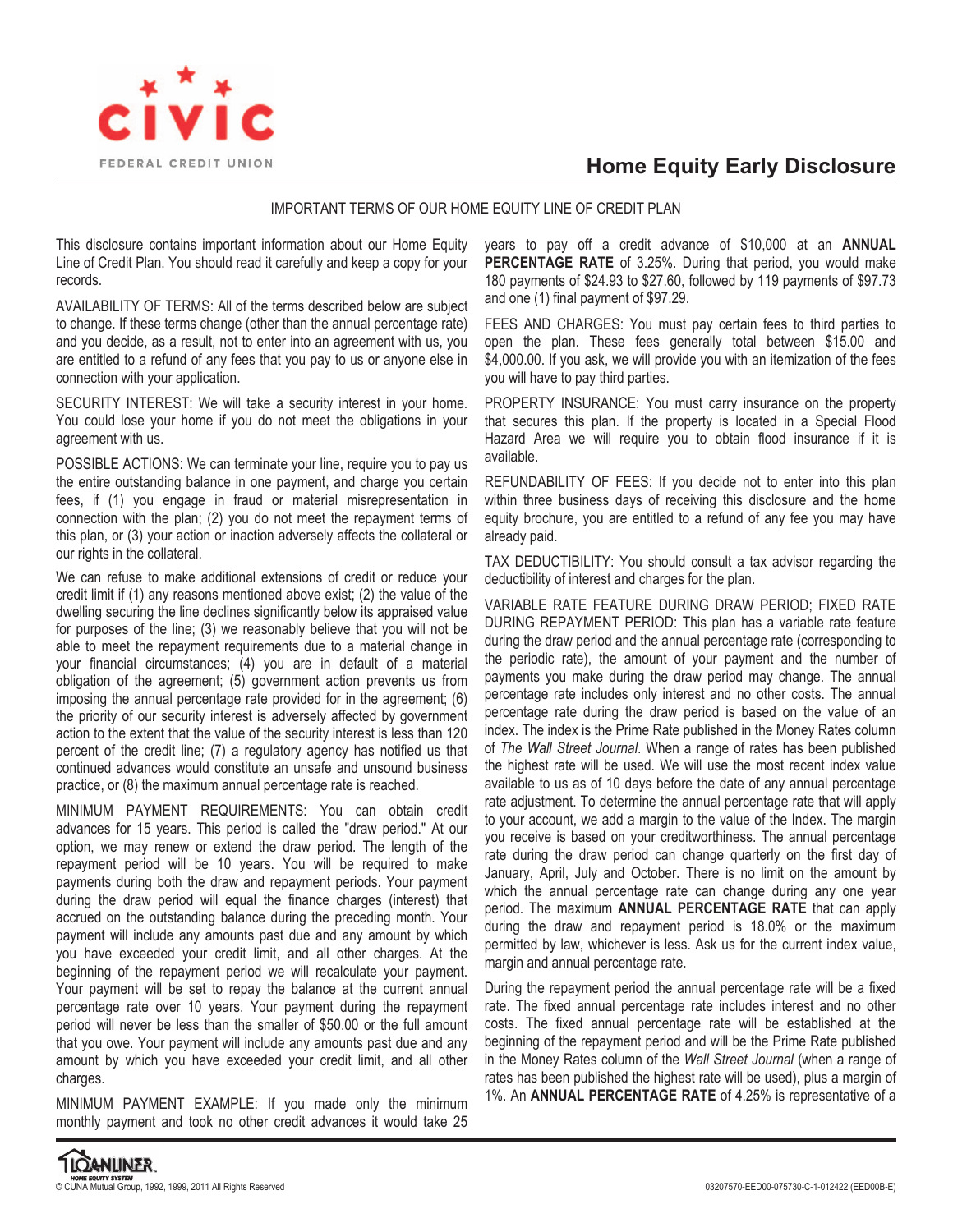CIVIC FEDERAL CREDIT UNION

# Home Equity Early Disclosure

IMPORTANT TERMS OF OUR HOME EQUITY LINE OF CREDIT PLAN

This disclosure contains important information about our Home Equity Line of Credit Plan. You should read it carefully and keep a copy for your records.

AVAILABILITY OF TERMS: All of the terms described below are subject to change. If these terms change (other than the annual percentage rate) and you decide, as a result, not to enter into an agreement with us, you are entitled to a refund of any fees that you pay to us or anyone else in connection with your application.

SECURITY INTEREST: We will take a security interest in your home. You could lose your home if you do not meet the obligations in your agreement with us.

POSSIBLE ACTIONS: We can terminate your line, require you to pay us the entire outstanding balance in one payment, and charge you certain fees, if (1) you engage in fraud or material misrepresentation in connection with the plan; (2) you do not meet the repayment terms of this plan, or (3) your action or inaction adversely affects the collateral or our rights in the collateral.

We can refuse to make additional extensions of credit or reduce your credit limit if (1) any reasons mentioned above exist; (2) the value of the dwelling securing the line declines significantly below its appraised value for purposes of the line; (3) we reasonably believe that you will not be able to meet the repayment requirements due to a material change in your financial circumstances; (4) you are in default of a material obligation of the agreement; (5) government action prevents us from imposing the annual percentage rate provided for in the agreement; (6) the priority of our security interest is adversely affected by government action to the extent that the value of the security interest is less than 120 percent of the credit line; (7) a regulatory agency has notified us that continued advances would constitute an unsafe and unsound business practice, or (8) the maximum annual percentage rate is reached.

MINIMUM PAYMENT REQUIREMENTS: You can obtain credit advances for 15 years. This period is called the "draw period." At our option, we may renew or extend the draw period. The length of the repayment period will be 10 years. You will be required to make payments during both the draw and repayment periods. Your payment during the draw period will equal the finance charges (interest) that accrued on the outstanding balance during the preceding month. Your payment will include any amounts past due and any amount by which you have exceeded your credit limit, and all other charges. At the beginning of the repayment period we will recalculate your payment. Your payment will be set to repay the balance at the current annual percentage rate over 10 years. Your payment during the repayment period will never be less than the smaller of $50.00 or the full amount that you owe. Your payment will include any amounts past due and any amount by which you have exceeded your credit limit, and all other charges.

MINIMUM PAYMENT EXAMPLE: If you made only the minimum monthly payment and took no other credit advances it would take 25 years to pay off a credit advance of $10,000 at an **ANNUAL PERCENTAGE RATE** of 3.25%. During that period, you would make 180 payments of $24.93 to $27.60, followed by 119 payments of $97.73 and one (1) final payment of $97.29.

FEES AND CHARGES: You must pay certain fees to third parties to open the plan. These fees generally total between $15.00 and $4,000.00. If you ask, we will provide you with an itemization of the fees you will have to pay third parties.

PROPERTY INSURANCE: You must carry insurance on the property that secures this plan. If the property is located in a Special Flood Hazard Area we will require you to obtain flood insurance if it is available.

REFUNDABILITY OF FEES: If you decide not to enter into this plan within three business days of receiving this disclosure and the home equity brochure, you are entitled to a refund of any fee you may have already paid.

TAX DEDUCTIBILITY: You should consult a tax advisor regarding the deductibility of interest and charges for the plan.

VARIABLE RATE FEATURE DURING DRAW PERIOD; FIXED RATE DURING REPAYMENT PERIOD: This plan has a variable rate feature during the draw period and the annual percentage rate (corresponding to the periodic rate), the amount of your payment and the number of payments you make during the draw period may change. The annual percentage rate includes only interest and no other costs. The annual percentage rate during the draw period is based on the value of an index. The index is the Prime Rate published in the Money Rates column of *The Wall Street Journal*. When a range of rates has been published the highest rate will be used. We will use the most recent index value available to us as of 10 days before the date of any annual percentage rate adjustment. To determine the annual percentage rate that will apply to your account, we add a margin to the value of the Index. The margin you receive is based on your creditworthiness. The annual percentage rate during the draw period can change quarterly on the first day of January, April, July and October. There is no limit on the amount by which the annual percentage rate can change during any one year period. The maximum **ANNUAL PERCENTAGE RATE** that can apply during the draw and repayment period is 18.0% or the maximum permitted by law, whichever is less. Ask us for the current index value, margin and annual percentage rate.

During the repayment period the annual percentage rate will be a fixed rate. The fixed annual percentage rate includes interest and no other costs. The fixed annual percentage rate will be established at the beginning of the repayment period and will be the Prime Rate published in the Money Rates column of the *Wall Street Journal* (when a range of rates has been published the highest rate will be used), plus a margin of 1%. An **ANNUAL PERCENTAGE RATE** of 4.25% is representative of a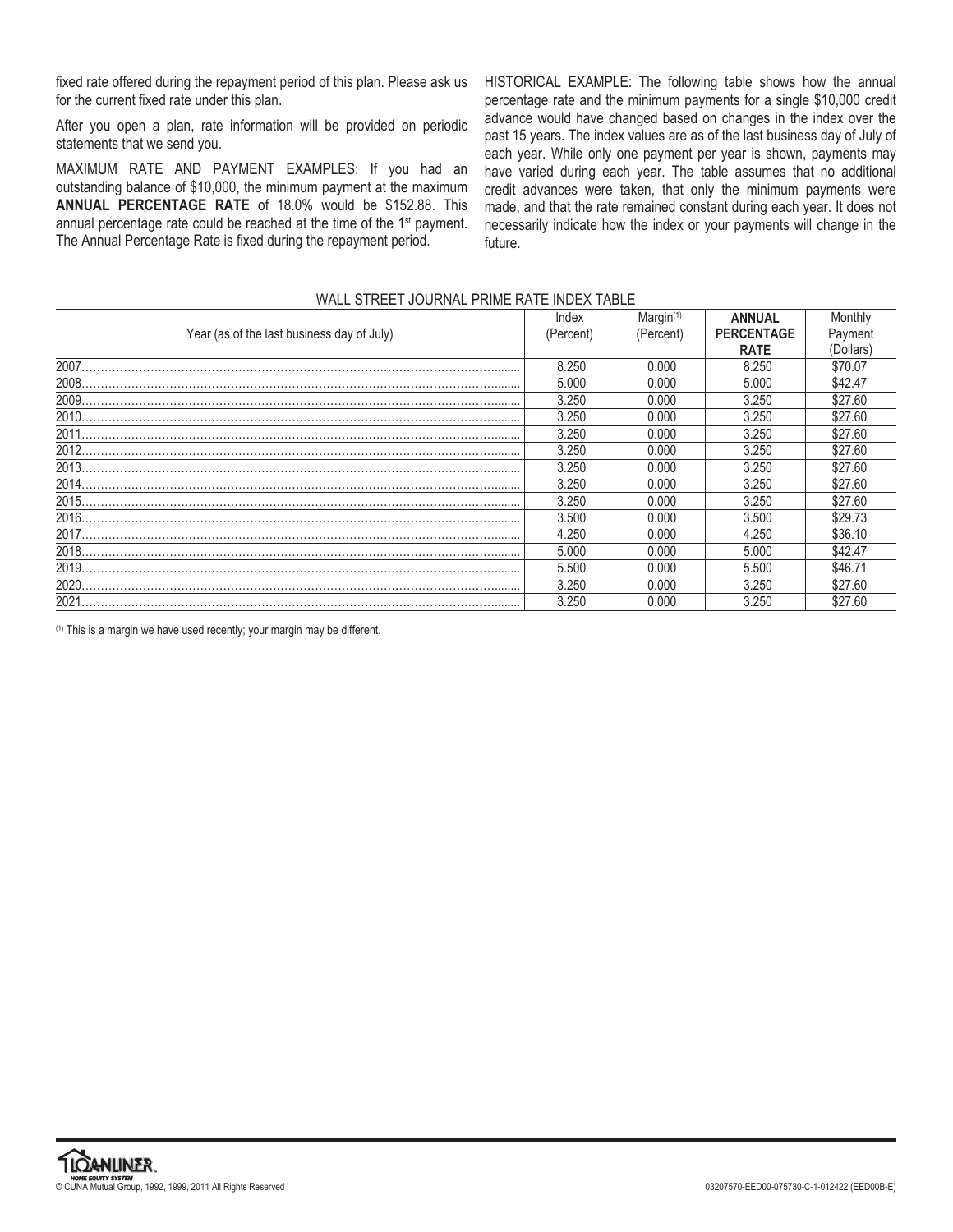fixed rate offered during the repayment period of this plan. Please ask us for the current fixed rate under this plan.

After you open a plan, rate information will be provided on periodic statements that we send you.

MAXIMUM RATE AND PAYMENT EXAMPLES: If you had an outstanding balance of $10,000, the minimum payment at the maximum **ANNUAL PERCENTAGE RATE** of 18.0% would be $152.88. This annual percentage rate could be reached at the time of the 1st payment. The Annual Percentage Rate is fixed during the repayment period.

HISTORICAL EXAMPLE: The following table shows how the annual percentage rate and the minimum payments for a single $10,000 credit advance would have changed based on changes in the index over the past 15 years. The index values are as of the last business day of July of each year. While only one payment per year is shown, payments may have varied during each year. The table assumes that no additional credit advances were taken, that only the minimum payments were made, and that the rate remained constant during each year. It does not necessarily indicate how the index or your payments will change in the future.

WALL STREET JOURNAL PRIME RATE INDEX TABLE

| Year (as of the last business day of July) | Index (Percent) | Margin[1] (Percent) | **ANNUAL PERCENTAGE RATE** | Monthly Payment (Dollars) |
|---|---|---|---|---|
| 2007 | 8.250 | 0.000 | 8.250 | $70.07 |
| 2008 | 5.000 | 0.000 | 5.000 | $42.47 |
| 2009 | 3.250 | 0.000 | 3.250 | $27.60 |
| 2010 | 3.250 | 0.000 | 3.250 | $27.60 |
| 2011 | 3.250 | 0.000 | 3.250 | $27.60 |
| 2012 | 3.250 | 0.000 | 3.250 | $27.60 |
| 2013 | 3.250 | 0.000 | 3.250 | $27.60 |
| 2014 | 3.250 | 0.000 | 3.250 | $27.60 |
| 2015 | 3.250 | 0.000 | 3.250 | $27.60 |
| 2016 | 3.500 | 0.000 | 3.500 | $29.73 |
| 2017 | 4.250 | 0.000 | 4.250 | $36.10 |
| 2018 | 5.000 | 0.000 | 5.000 | $42.47 |
| 2019 | 5.500 | 0.000 | 5.500 | $46.71 |
| 2020 | 3.250 | 0.000 | 3.250 | $27.60 |
| 2021 | 3.250 | 0.000 | 3.250 | $27.60 |

[1] This is a margin we have used recently; your margin may be different.

LOANLINER HOME EQUITY SYSTEM
© CUNA Mutual Group, 1992, 1999, 2011 All Rights Reserved

03207570-EED00-075730-C-1-012422 (EED00B-E)